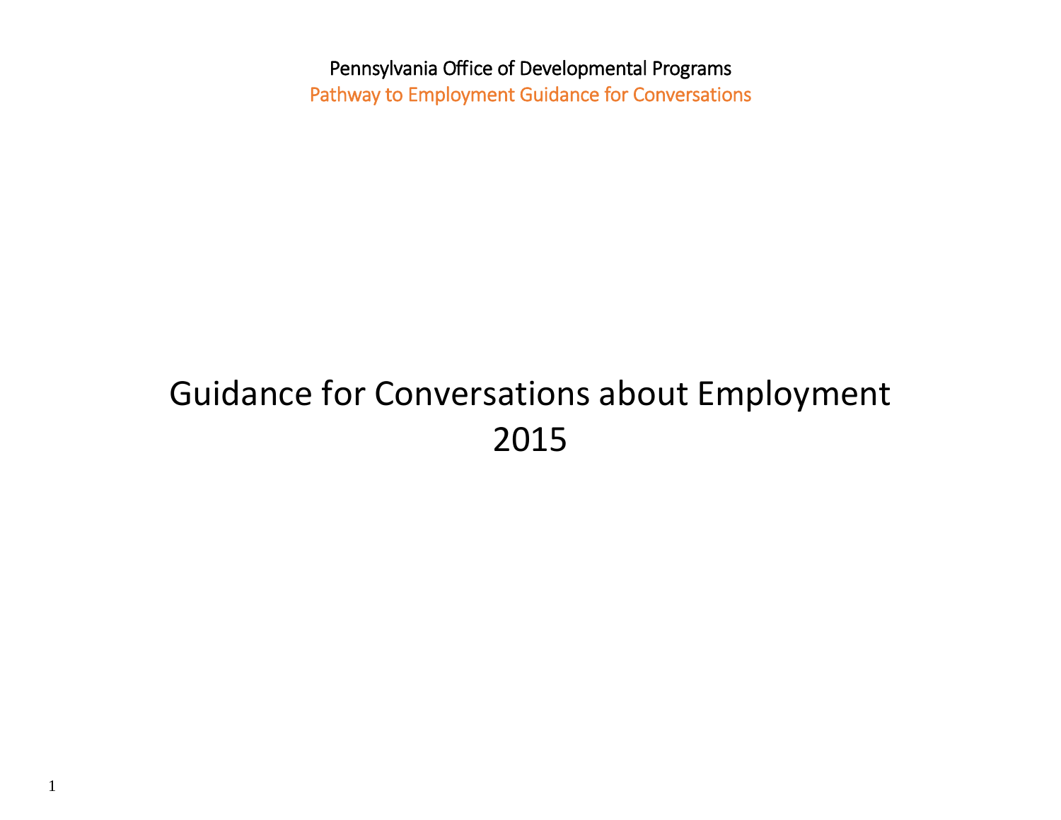Pennsylvania Office of Developmental Programs

Pathway to Employment Guidance for Conversations

# Guidance for Conversations about Employment 2015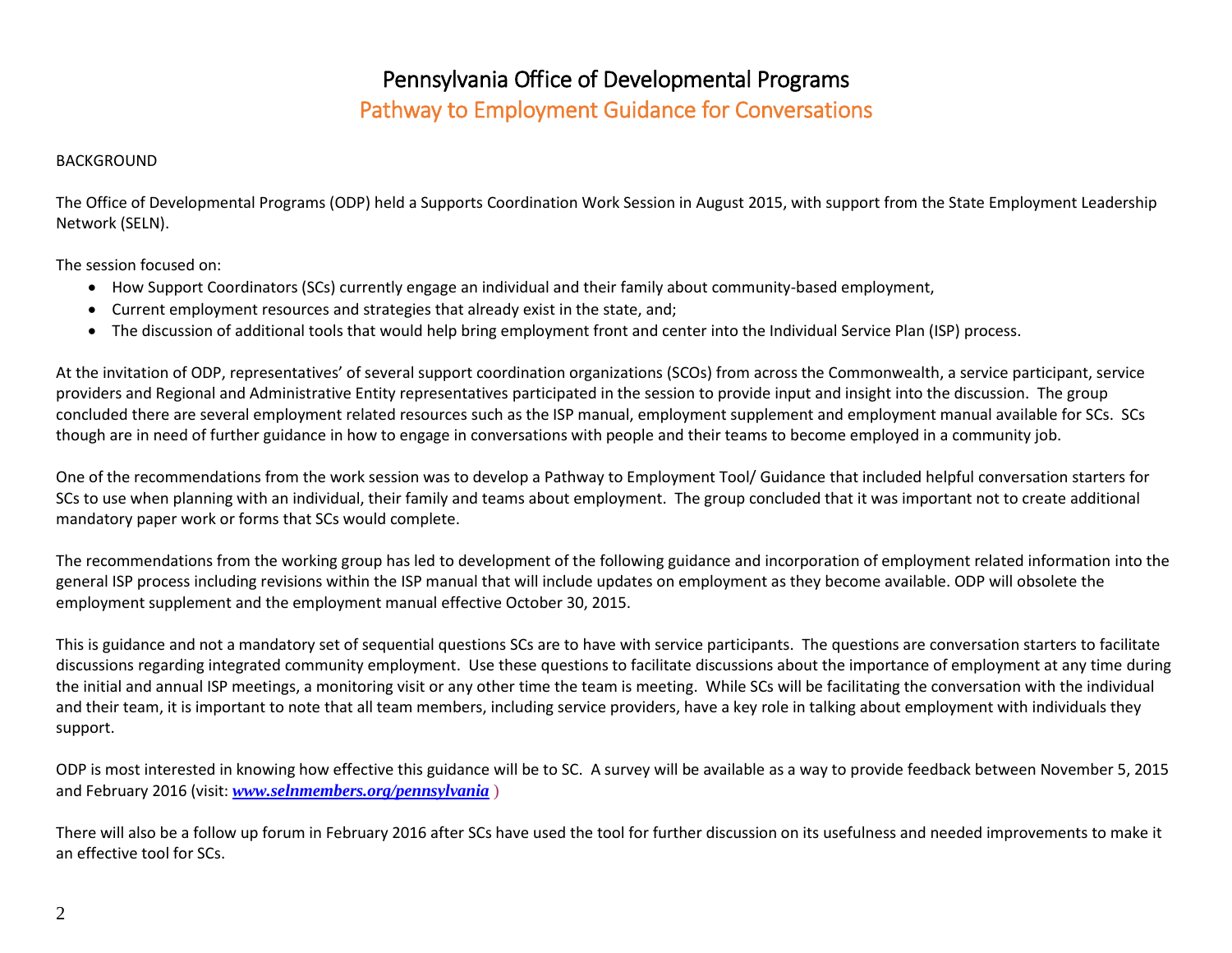# Pennsylvania Office of Developmental Programs

## Pathway to Employment Guidance for Conversations

BACKGROUND

The Office of Developmental Programs (ODP) held a Supports Coordination Work Session in August 2015, with support from the State Employment Leadership Network (SELN).

The session focused on:

- How Support Coordinators (SCs) currently engage an individual and their family about community-based employment,
- Current employment resources and strategies that already exist in the state, and;
- The discussion of additional tools that would help bring employment front and center into the Individual Service Plan (ISP) process.

At the invitation of ODP, representatives' of several support coordination organizations (SCOs) from across the Commonwealth, a service participant, service providers and Regional and Administrative Entity representatives participated in the session to provide input and insight into the discussion. The group concluded there are several employment related resources such as the ISP manual, employment supplement and employment manual available for SCs. SCs though are in need of further guidance in how to engage in conversations with people and their teams to become employed in a community job.

One of the recommendations from the work session was to develop a Pathway to Employment Tool/ Guidance that included helpful conversation starters for SCs to use when planning with an individual, their family and teams about employment. The group concluded that it was important not to create additional mandatory paper work or forms that SCs would complete.

The recommendations from the working group has led to development of the following guidance and incorporation of employment related information into the general ISP process including revisions within the ISP manual that will include updates on employment as they become available. ODP will obsolete the employment supplement and the employment manual effective October 30, 2015.

This is guidance and not a mandatory set of sequential questions SCs are to have with service participants. The questions are conversation starters to facilitate discussions regarding integrated community employment. Use these questions to facilitate discussions about the importance of employment at any time during the initial and annual ISP meetings, a monitoring visit or any other time the team is meeting. While SCs will be facilitating the conversation with the individual and their team, it is important to note that all team members, including service providers, have a key role in talking about employment with individuals they support.

ODP is most interested in knowing how effective this guidance will be to SC. A survey will be available as a way to provide feedback between November 5, 2015 and February 2016 (visit: ***www.selnmembers.org/pennsylvania*** )

There will also be a follow up forum in February 2016 after SCs have used the tool for further discussion on its usefulness and needed improvements to make it an effective tool for SCs.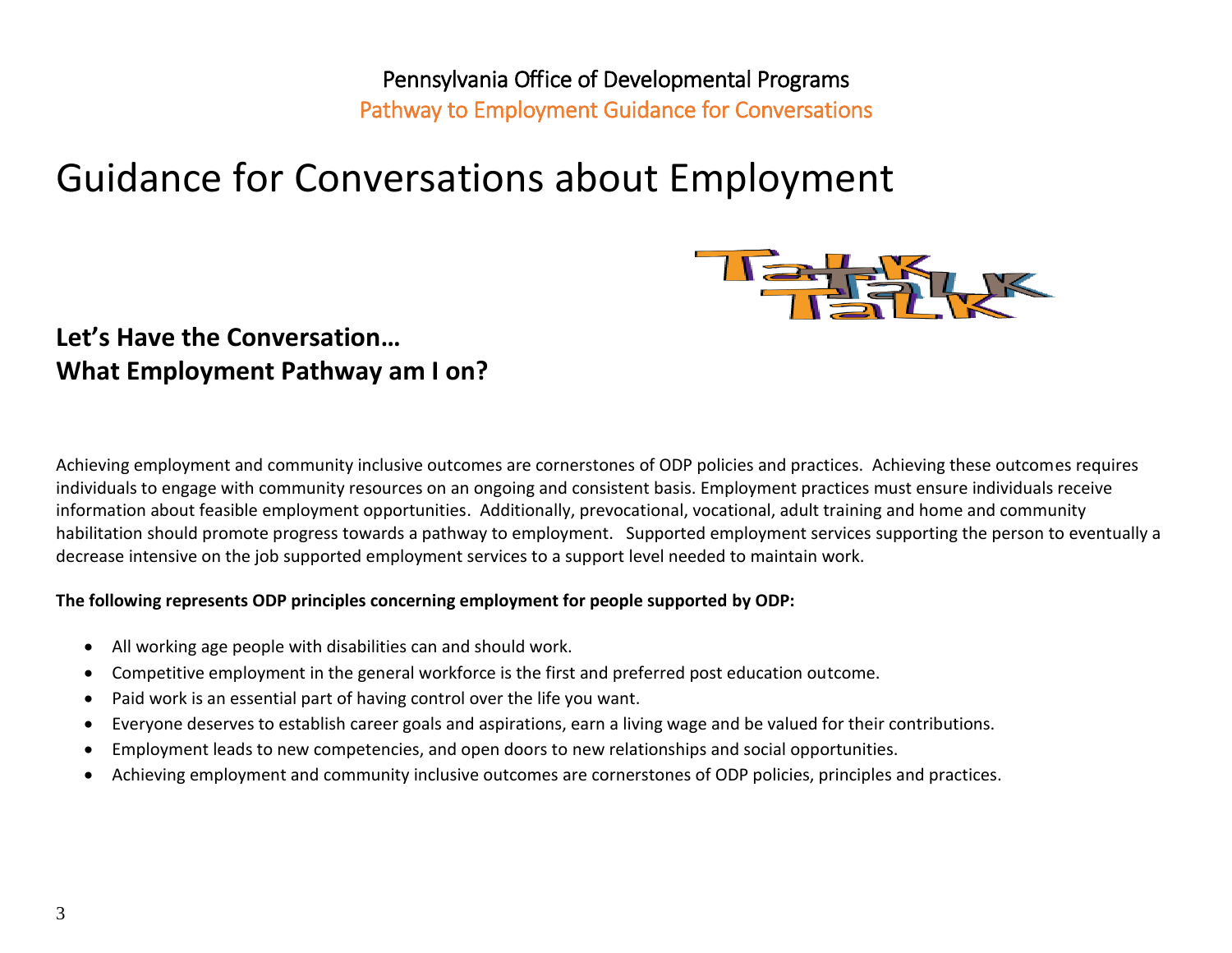Pennsylvania Office of Developmental Programs
Pathway to Employment Guidance for Conversations

# Guidance for Conversations about Employment

## Let's Have the Conversation…
## What Employment Pathway am I on?

Achieving employment and community inclusive outcomes are cornerstones of ODP policies and practices. Achieving these outcomes requires individuals to engage with community resources on an ongoing and consistent basis. Employment practices must ensure individuals receive information about feasible employment opportunities. Additionally, prevocational, vocational, adult training and home and community habilitation should promote progress towards a pathway to employment. Supported employment services supporting the person to eventually a decrease intensive on the job supported employment services to a support level needed to maintain work.

**The following represents ODP principles concerning employment for people supported by ODP:**

- All working age people with disabilities can and should work.
- Competitive employment in the general workforce is the first and preferred post education outcome.
- Paid work is an essential part of having control over the life you want.
- Everyone deserves to establish career goals and aspirations, earn a living wage and be valued for their contributions.
- Employment leads to new competencies, and open doors to new relationships and social opportunities.
- Achieving employment and community inclusive outcomes are cornerstones of ODP policies, principles and practices.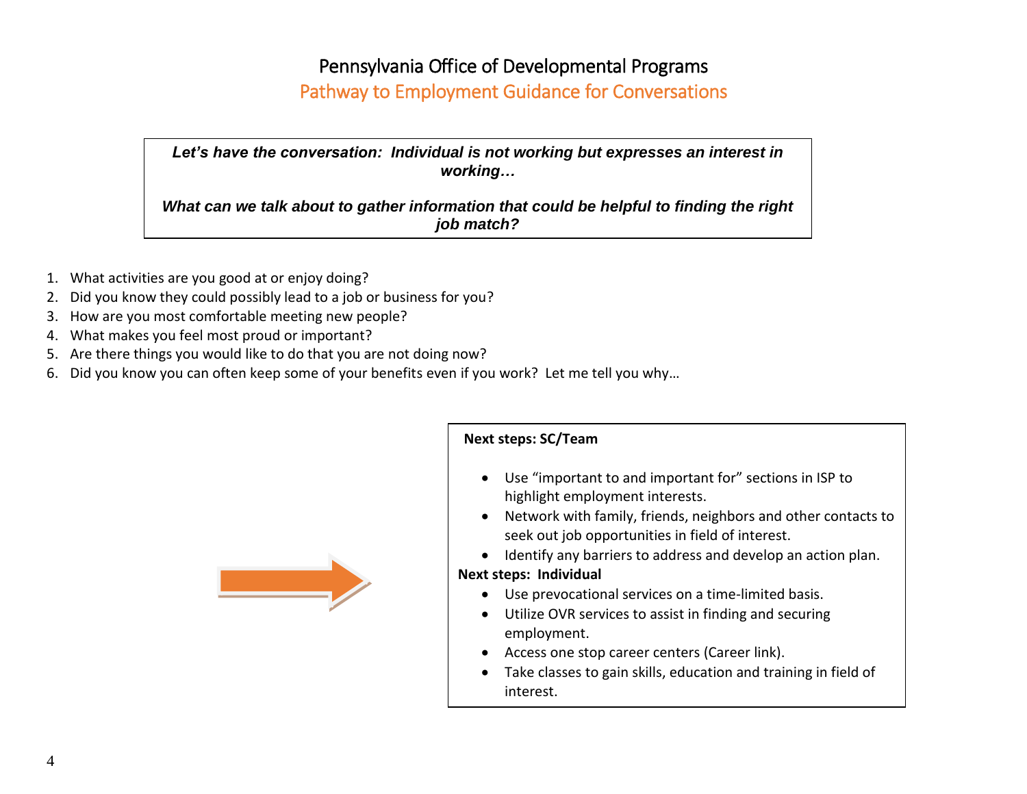# Pennsylvania Office of Developmental Programs

## Pathway to Employment Guidance for Conversations

***Let's have the conversation: Individual is not working but expresses an interest in working…***

***What can we talk about to gather information that could be helpful to finding the right job match?***

1. What activities are you good at or enjoy doing?
2. Did you know they could possibly lead to a job or business for you?
3. How are you most comfortable meeting new people?
4. What makes you feel most proud or important?
5. Are there things you would like to do that you are not doing now?
6. Did you know you can often keep some of your benefits even if you work? Let me tell you why…

**Next steps: SC/Team**

- Use "important to and important for" sections in ISP to highlight employment interests.
- Network with family, friends, neighbors and other contacts to seek out job opportunities in field of interest.
- Identify any barriers to address and develop an action plan.

**Next steps: Individual**

- Use prevocational services on a time-limited basis.
- Utilize OVR services to assist in finding and securing employment.
- Access one stop career centers (Career link).
- Take classes to gain skills, education and training in field of interest.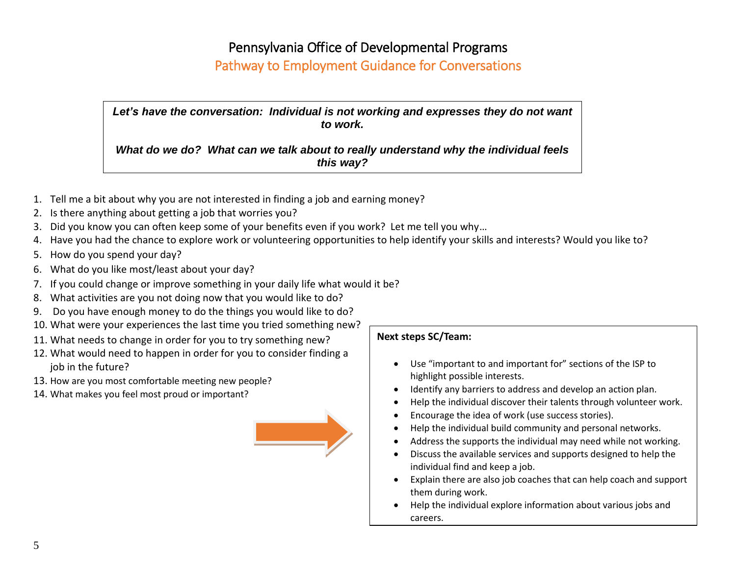# Pennsylvania Office of Developmental Programs

## Pathway to Employment Guidance for Conversations

***Let's have the conversation: Individual is not working and expresses they do not want to work.***

***What do we do? What can we talk about to really understand why the individual feels this way?***

1. Tell me a bit about why you are not interested in finding a job and earning money?
2. Is there anything about getting a job that worries you?
3. Did you know you can often keep some of your benefits even if you work? Let me tell you why…
4. Have you had the chance to explore work or volunteering opportunities to help identify your skills and interests? Would you like to?
5. How do you spend your day?
6. What do you like most/least about your day?
7. If you could change or improve something in your daily life what would it be?
8. What activities are you not doing now that you would like to do?
9. Do you have enough money to do the things you would like to do?
10. What were your experiences the last time you tried something new?
11. What needs to change in order for you to try something new?
12. What would need to happen in order for you to consider finding a job in the future?
13. How are you most comfortable meeting new people?
14. What makes you feel most proud or important?

**Next steps SC/Team:**

- Use "important to and important for" sections of the ISP to highlight possible interests.
- Identify any barriers to address and develop an action plan.
- Help the individual discover their talents through volunteer work.
- Encourage the idea of work (use success stories).
- Help the individual build community and personal networks.
- Address the supports the individual may need while not working.
- Discuss the available services and supports designed to help the individual find and keep a job.
- Explain there are also job coaches that can help coach and support them during work.
- Help the individual explore information about various jobs and careers.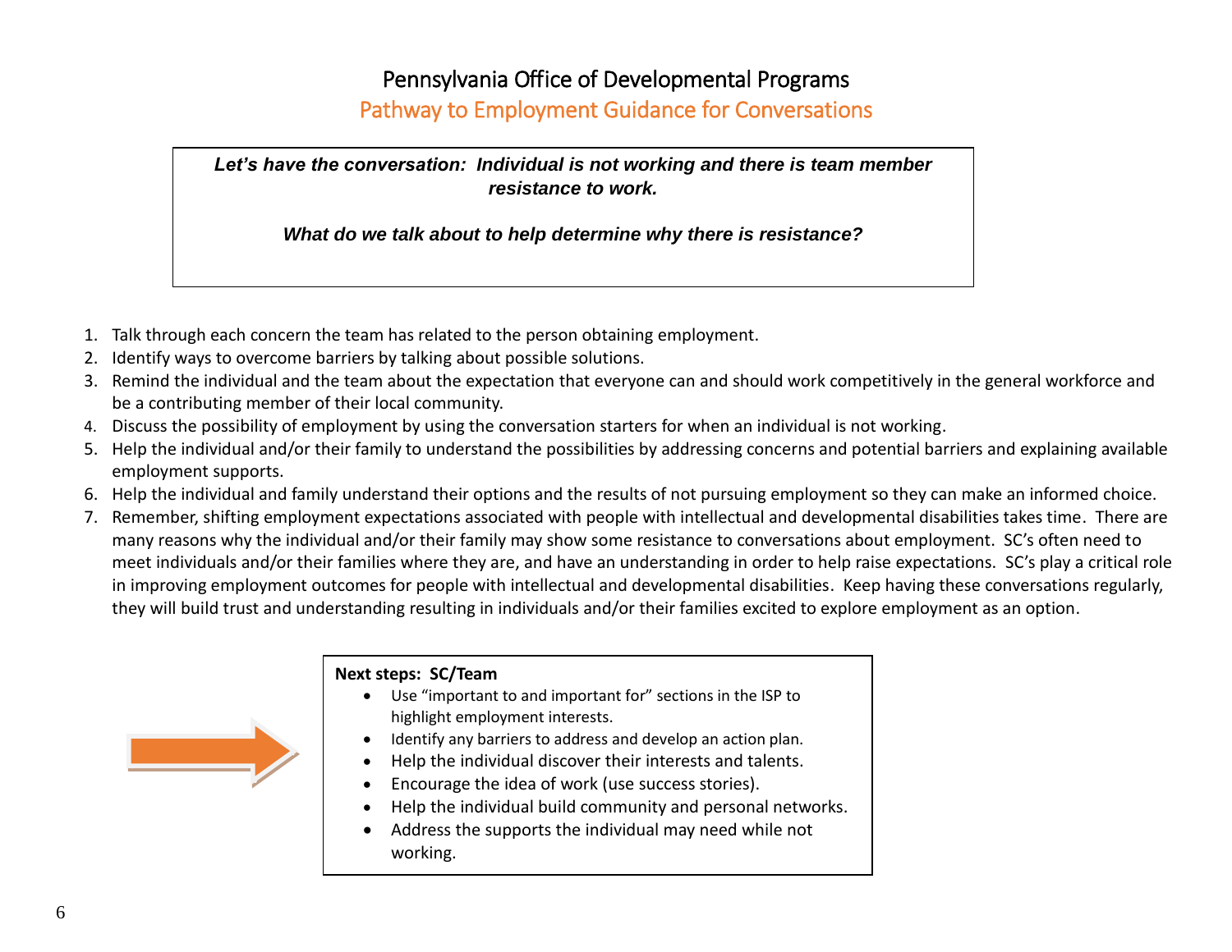# Pennsylvania Office of Developmental Programs

## Pathway to Employment Guidance for Conversations

***Let's have the conversation: Individual is not working and there is team member resistance to work.***

***What do we talk about to help determine why there is resistance?***

1. Talk through each concern the team has related to the person obtaining employment.
2. Identify ways to overcome barriers by talking about possible solutions.
3. Remind the individual and the team about the expectation that everyone can and should work competitively in the general workforce and be a contributing member of their local community.
4. Discuss the possibility of employment by using the conversation starters for when an individual is not working.
5. Help the individual and/or their family to understand the possibilities by addressing concerns and potential barriers and explaining available employment supports.
6. Help the individual and family understand their options and the results of not pursuing employment so they can make an informed choice.
7. Remember, shifting employment expectations associated with people with intellectual and developmental disabilities takes time. There are many reasons why the individual and/or their family may show some resistance to conversations about employment. SC's often need to meet individuals and/or their families where they are, and have an understanding in order to help raise expectations. SC's play a critical role in improving employment outcomes for people with intellectual and developmental disabilities. Keep having these conversations regularly, they will build trust and understanding resulting in individuals and/or their families excited to explore employment as an option.

**Next steps: SC/Team**

- Use "important to and important for" sections in the ISP to highlight employment interests.
- Identify any barriers to address and develop an action plan.
- Help the individual discover their interests and talents.
- Encourage the idea of work (use success stories).
- Help the individual build community and personal networks.
- Address the supports the individual may need while not working.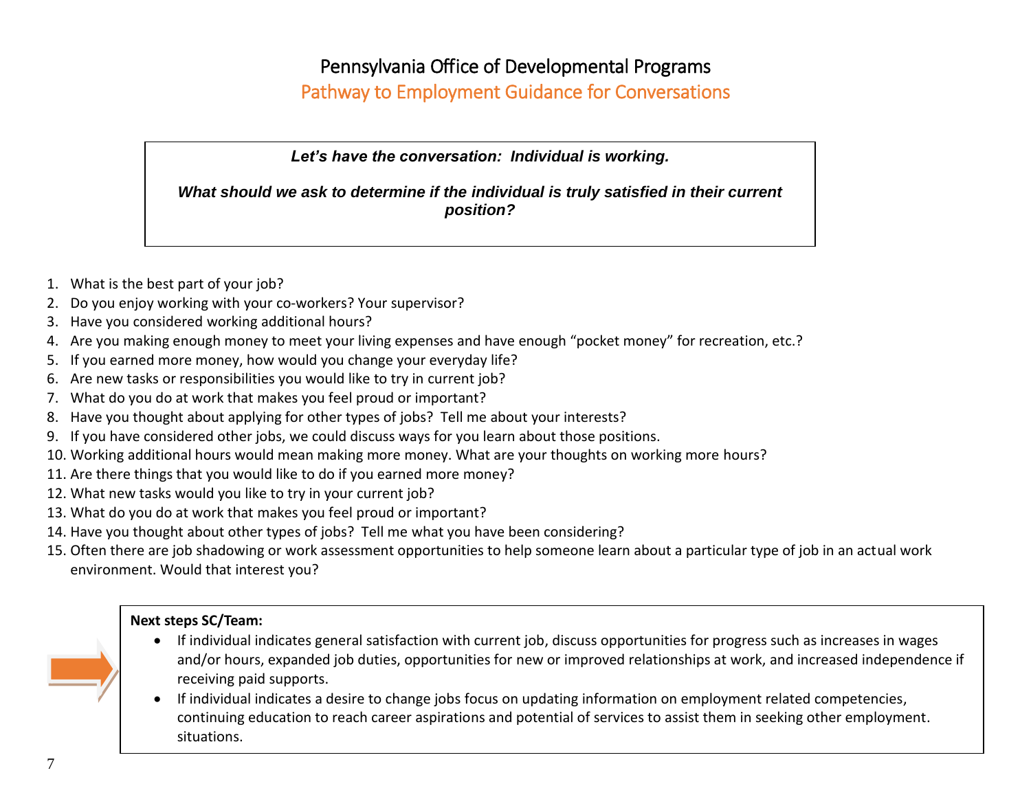# Pennsylvania Office of Developmental Programs

## Pathway to Employment Guidance for Conversations

***Let's have the conversation: Individual is working.***

***What should we ask to determine if the individual is truly satisfied in their current position?***

1. What is the best part of your job?
2. Do you enjoy working with your co-workers? Your supervisor?
3. Have you considered working additional hours?
4. Are you making enough money to meet your living expenses and have enough "pocket money" for recreation, etc.?
5. If you earned more money, how would you change your everyday life?
6. Are new tasks or responsibilities you would like to try in current job?
7. What do you do at work that makes you feel proud or important?
8. Have you thought about applying for other types of jobs? Tell me about your interests?
9. If you have considered other jobs, we could discuss ways for you learn about those positions.
10. Working additional hours would mean making more money. What are your thoughts on working more hours?
11. Are there things that you would like to do if you earned more money?
12. What new tasks would you like to try in your current job?
13. What do you do at work that makes you feel proud or important?
14. Have you thought about other types of jobs? Tell me what you have been considering?
15. Often there are job shadowing or work assessment opportunities to help someone learn about a particular type of job in an actual work environment. Would that interest you?

**Next steps SC/Team:**

- If individual indicates general satisfaction with current job, discuss opportunities for progress such as increases in wages and/or hours, expanded job duties, opportunities for new or improved relationships at work, and increased independence if receiving paid supports.
- If individual indicates a desire to change jobs focus on updating information on employment related competencies, continuing education to reach career aspirations and potential of services to assist them in seeking other employment. situations.